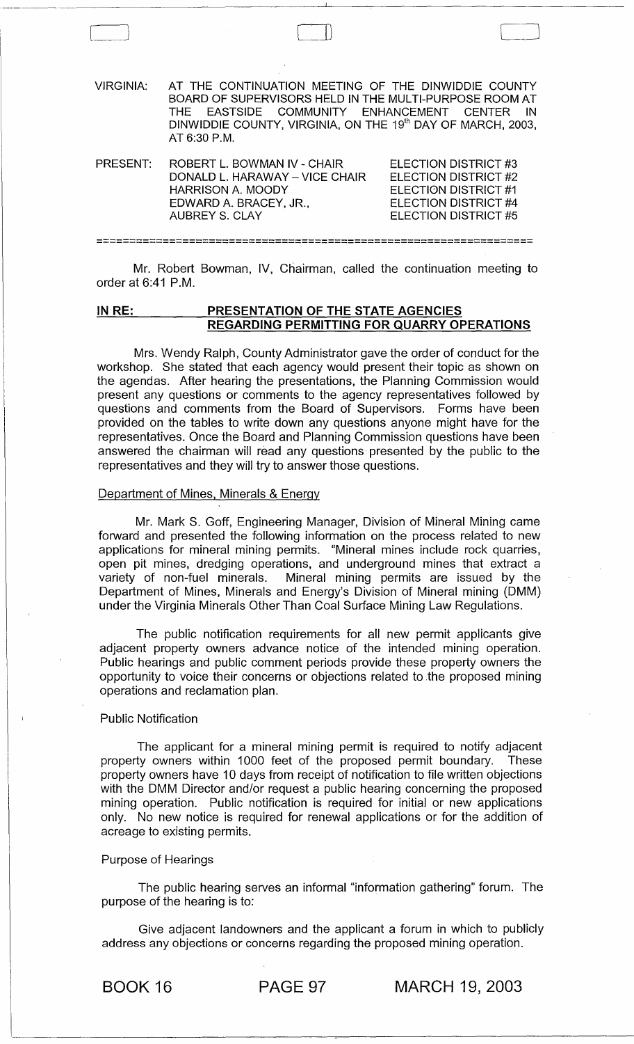VIRGINIA: AT THE CONTINUATION MEETING OF THE DINWIDDIE COUNTY BOARD OF SUPERVISORS HELD IN THE MULTI-PURPOSE ROOM AT THE EASTSIDE COMMUNITY ENHANCEMENT CENTER IN DINWIDDIE COUNTY, VIRGINIA, ON THE 19th DAY OF MARCH, 2003, AT 6:30 P.M.

| PRESENT: | | |
|---|---|---|
| | ROBERT L. BOWMAN IV - CHAIR | ELECTION DISTRICT #3 |
| | DONALD L. HARAWAY – VICE CHAIR | ELECTION DISTRICT #2 |
| | HARRISON A. MOODY | ELECTION DISTRICT #1 |
| | EDWARD A. BRACEY, JR., | ELECTION DISTRICT #4 |
| | AUBREY S. CLAY | ELECTION DISTRICT #5 |

================================================================

Mr. Robert Bowman, IV, Chairman, called the continuation meeting to order at 6:41 P.M.

**IN RE: PRESENTATION OF THE STATE AGENCIES REGARDING PERMITTING FOR QUARRY OPERATIONS**

Mrs. Wendy Ralph, County Administrator gave the order of conduct for the workshop. She stated that each agency would present their topic as shown on the agendas. After hearing the presentations, the Planning Commission would present any questions or comments to the agency representatives followed by questions and comments from the Board of Supervisors. Forms have been provided on the tables to write down any questions anyone might have for the representatives. Once the Board and Planning Commission questions have been answered the chairman will read any questions presented by the public to the representatives and they will try to answer those questions.

Department of Mines, Minerals & Energy

Mr. Mark S. Goff, Engineering Manager, Division of Mineral Mining came forward and presented the following information on the process related to new applications for mineral mining permits. "Mineral mines include rock quarries, open pit mines, dredging operations, and underground mines that extract a variety of non-fuel minerals. Mineral mining permits are issued by the Department of Mines, Minerals and Energy's Division of Mineral mining (DMM) under the Virginia Minerals Other Than Coal Surface Mining Law Regulations.

The public notification requirements for all new permit applicants give adjacent property owners advance notice of the intended mining operation. Public hearings and public comment periods provide these property owners the opportunity to voice their concerns or objections related to the proposed mining operations and reclamation plan.

Public Notification

The applicant for a mineral mining permit is required to notify adjacent property owners within 1000 feet of the proposed permit boundary. These property owners have 10 days from receipt of notification to file written objections with the DMM Director and/or request a public hearing concerning the proposed mining operation. Public notification is required for initial or new applications only. No new notice is required for renewal applications or for the addition of acreage to existing permits.

Purpose of Hearings

The public hearing serves an informal "information gathering" forum. The purpose of the hearing is to:

Give adjacent landowners and the applicant a forum in which to publicly address any objections or concerns regarding the proposed mining operation.

BOOK 16 PAGE 97 MARCH 19, 2003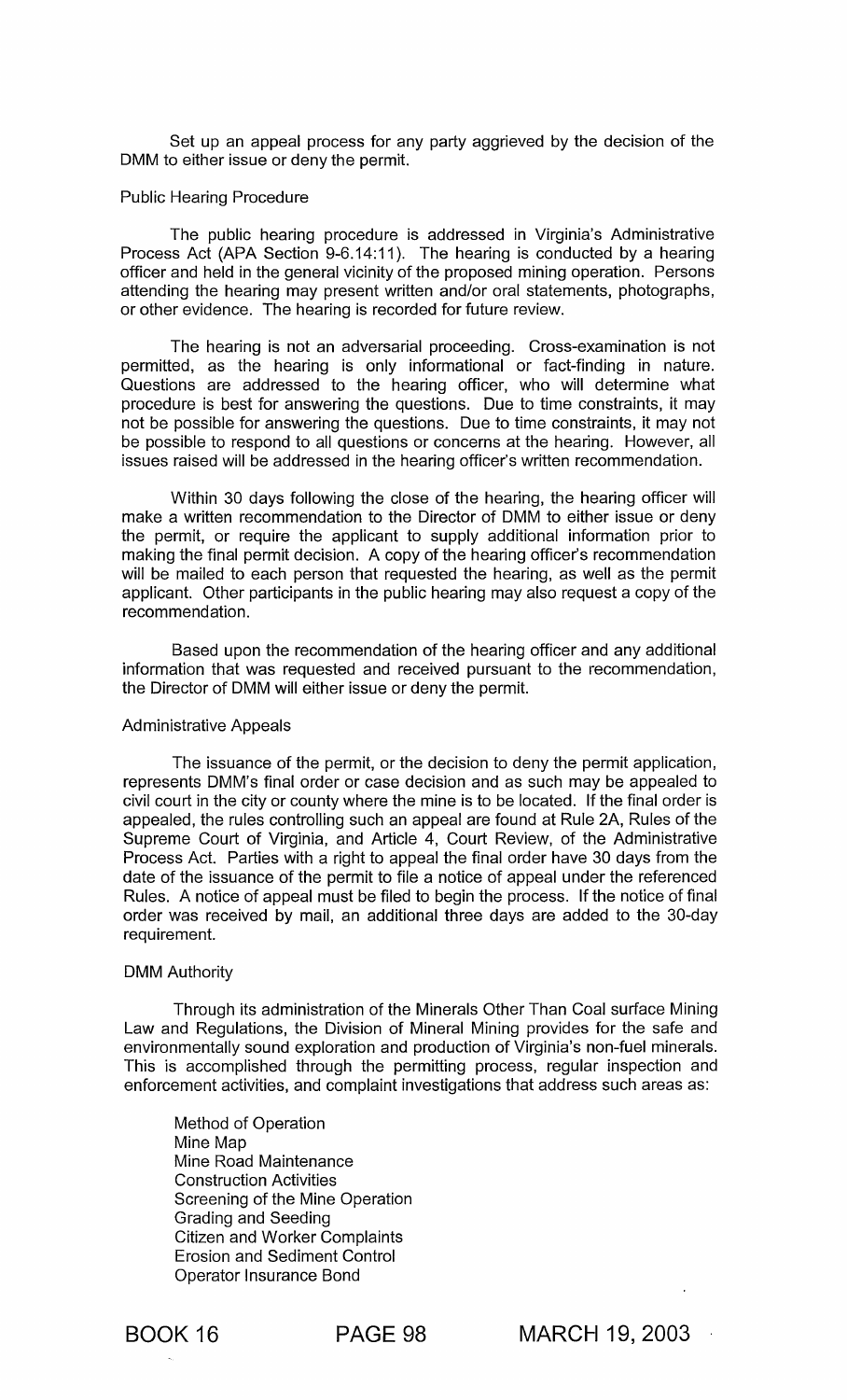Set up an appeal process for any party aggrieved by the decision of the DMM to either issue or deny the permit.

Public Hearing Procedure

The public hearing procedure is addressed in Virginia's Administrative Process Act (APA Section 9-6.14:11). The hearing is conducted by a hearing officer and held in the general vicinity of the proposed mining operation. Persons attending the hearing may present written and/or oral statements, photographs, or other evidence. The hearing is recorded for future review.

The hearing is not an adversarial proceeding. Cross-examination is not permitted, as the hearing is only informational or fact-finding in nature. Questions are addressed to the hearing officer, who will determine what procedure is best for answering the questions. Due to time constraints, it may not be possible for answering the questions. Due to time constraints, it may not be possible to respond to all questions or concerns at the hearing. However, all issues raised will be addressed in the hearing officer's written recommendation.

Within 30 days following the close of the hearing, the hearing officer will make a written recommendation to the Director of DMM to either issue or deny the permit, or require the applicant to supply additional information prior to making the final permit decision. A copy of the hearing officer's recommendation will be mailed to each person that requested the hearing, as well as the permit applicant. Other participants in the public hearing may also request a copy of the recommendation.

Based upon the recommendation of the hearing officer and any additional information that was requested and received pursuant to the recommendation, the Director of DMM will either issue or deny the permit.

Administrative Appeals

The issuance of the permit, or the decision to deny the permit application, represents DMM's final order or case decision and as such may be appealed to civil court in the city or county where the mine is to be located. If the final order is appealed, the rules controlling such an appeal are found at Rule 2A, Rules of the Supreme Court of Virginia, and Article 4, Court Review, of the Administrative Process Act. Parties with a right to appeal the final order have 30 days from the date of the issuance of the permit to file a notice of appeal under the referenced Rules. A notice of appeal must be filed to begin the process. If the notice of final order was received by mail, an additional three days are added to the 30-day requirement.

DMM Authority

Through its administration of the Minerals Other Than Coal surface Mining Law and Regulations, the Division of Mineral Mining provides for the safe and environmentally sound exploration and production of Virginia's non-fuel minerals. This is accomplished through the permitting process, regular inspection and enforcement activities, and complaint investigations that address such areas as:

Method of Operation
Mine Map
Mine Road Maintenance
Construction Activities
Screening of the Mine Operation
Grading and Seeding
Citizen and Worker Complaints
Erosion and Sediment Control
Operator Insurance Bond

BOOK 16 PAGE 98 MARCH 19, 2003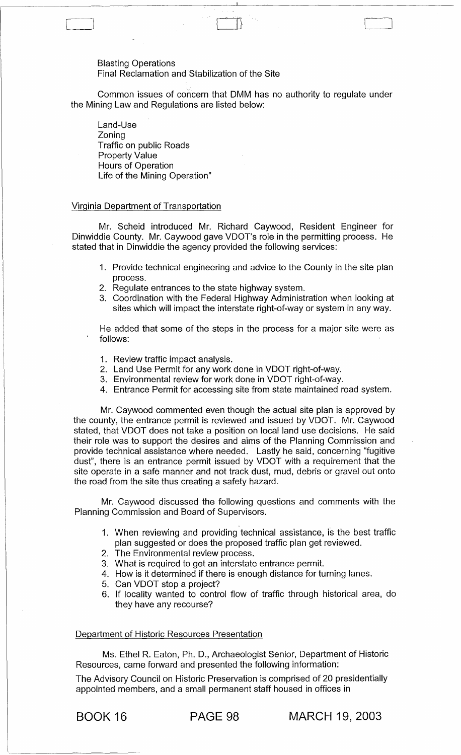Blasting Operations
Final Reclamation and Stabilization of the Site

Common issues of concern that DMM has no authority to regulate under the Mining Law and Regulations are listed below:

Land-Use
Zoning
Traffic on public Roads
Property Value
Hours of Operation
Life of the Mining Operation"

Virginia Department of Transportation

Mr. Scheid introduced Mr. Richard Caywood, Resident Engineer for Dinwiddie County. Mr. Caywood gave VDOT's role in the permitting process. He stated that in Dinwiddie the agency provided the following services:

1. Provide technical engineering and advice to the County in the site plan process.
2. Regulate entrances to the state highway system.
3. Coordination with the Federal Highway Administration when looking at sites which will impact the interstate right-of-way or system in any way.

He added that some of the steps in the process for a major site were as follows:

1. Review traffic impact analysis.
2. Land Use Permit for any work done in VDOT right-of-way.
3. Environmental review for work done in VDOT right-of-way.
4. Entrance Permit for accessing site from state maintained road system.

Mr. Caywood commented even though the actual site plan is approved by the county, the entrance permit is reviewed and issued by VDOT. Mr. Caywood stated, that VDOT does not take a position on local land use decisions. He said their role was to support the desires and aims of the Planning Commission and provide technical assistance where needed. Lastly he said, concerning "fugitive dust", there is an entrance permit issued by VDOT with a requirement that the site operate in a safe manner and not track dust, mud, debris or gravel out onto the road from the site thus creating a safety hazard.

Mr. Caywood discussed the following questions and comments with the Planning Commission and Board of Supervisors.

1. When reviewing and providing technical assistance, is the best traffic plan suggested or does the proposed traffic plan get reviewed.
2. The Environmental review process.
3. What is required to get an interstate entrance permit.
4. How is it determined if there is enough distance for turning lanes.
5. Can VDOT stop a project?
6. If locality wanted to control flow of traffic through historical area, do they have any recourse?

Department of Historic Resources Presentation

Ms. Ethel R. Eaton, Ph. D., Archaeologist Senior, Department of Historic Resources, came forward and presented the following information:

The Advisory Council on Historic Preservation is comprised of 20 presidentially appointed members, and a small permanent staff housed in offices in

BOOK 16 PAGE 98 MARCH 19, 2003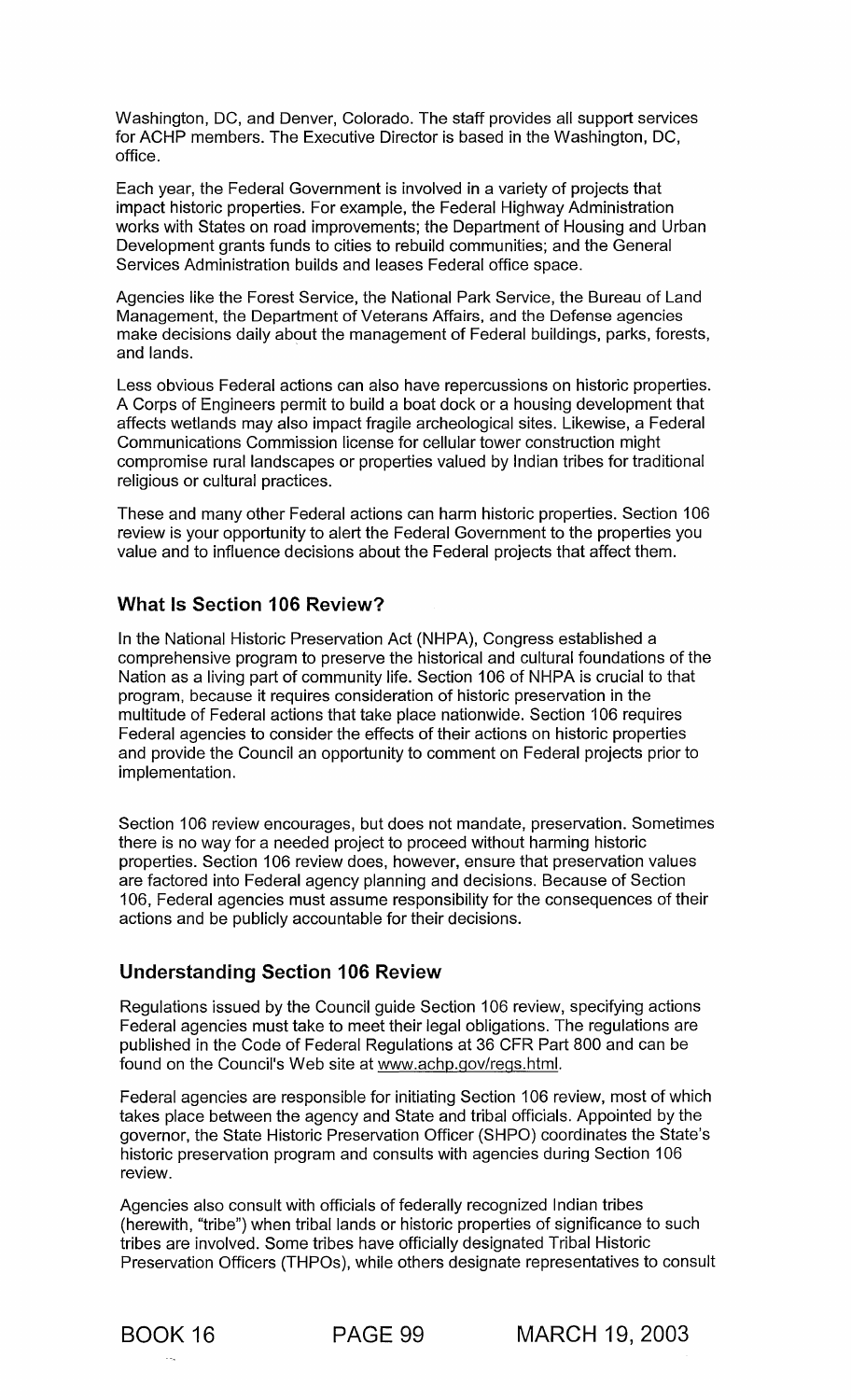Washington, DC, and Denver, Colorado. The staff provides all support services for ACHP members. The Executive Director is based in the Washington, DC, office.

Each year, the Federal Government is involved in a variety of projects that impact historic properties. For example, the Federal Highway Administration works with States on road improvements; the Department of Housing and Urban Development grants funds to cities to rebuild communities; and the General Services Administration builds and leases Federal office space.

Agencies like the Forest Service, the National Park Service, the Bureau of Land Management, the Department of Veterans Affairs, and the Defense agencies make decisions daily about the management of Federal buildings, parks, forests, and lands.

Less obvious Federal actions can also have repercussions on historic properties. A Corps of Engineers permit to build a boat dock or a housing development that affects wetlands may also impact fragile archeological sites. Likewise, a Federal Communications Commission license for cellular tower construction might compromise rural landscapes or properties valued by Indian tribes for traditional religious or cultural practices.

These and many other Federal actions can harm historic properties. Section 106 review is your opportunity to alert the Federal Government to the properties you value and to influence decisions about the Federal projects that affect them.

### What Is Section 106 Review?

In the National Historic Preservation Act (NHPA), Congress established a comprehensive program to preserve the historical and cultural foundations of the Nation as a living part of community life. Section 106 of NHPA is crucial to that program, because it requires consideration of historic preservation in the multitude of Federal actions that take place nationwide. Section 106 requires Federal agencies to consider the effects of their actions on historic properties and provide the Council an opportunity to comment on Federal projects prior to implementation.

Section 106 review encourages, but does not mandate, preservation. Sometimes there is no way for a needed project to proceed without harming historic properties. Section 106 review does, however, ensure that preservation values are factored into Federal agency planning and decisions. Because of Section 106, Federal agencies must assume responsibility for the consequences of their actions and be publicly accountable for their decisions.

### Understanding Section 106 Review

Regulations issued by the Council guide Section 106 review, specifying actions Federal agencies must take to meet their legal obligations. The regulations are published in the Code of Federal Regulations at 36 CFR Part 800 and can be found on the Council's Web site at www.achp.gov/regs.html.

Federal agencies are responsible for initiating Section 106 review, most of which takes place between the agency and State and tribal officials. Appointed by the governor, the State Historic Preservation Officer (SHPO) coordinates the State's historic preservation program and consults with agencies during Section 106 review.

Agencies also consult with officials of federally recognized Indian tribes (herewith, "tribe") when tribal lands or historic properties of significance to such tribes are involved. Some tribes have officially designated Tribal Historic Preservation Officers (THPOs), while others designate representatives to consult

BOOK 16 PAGE 99 MARCH 19, 2003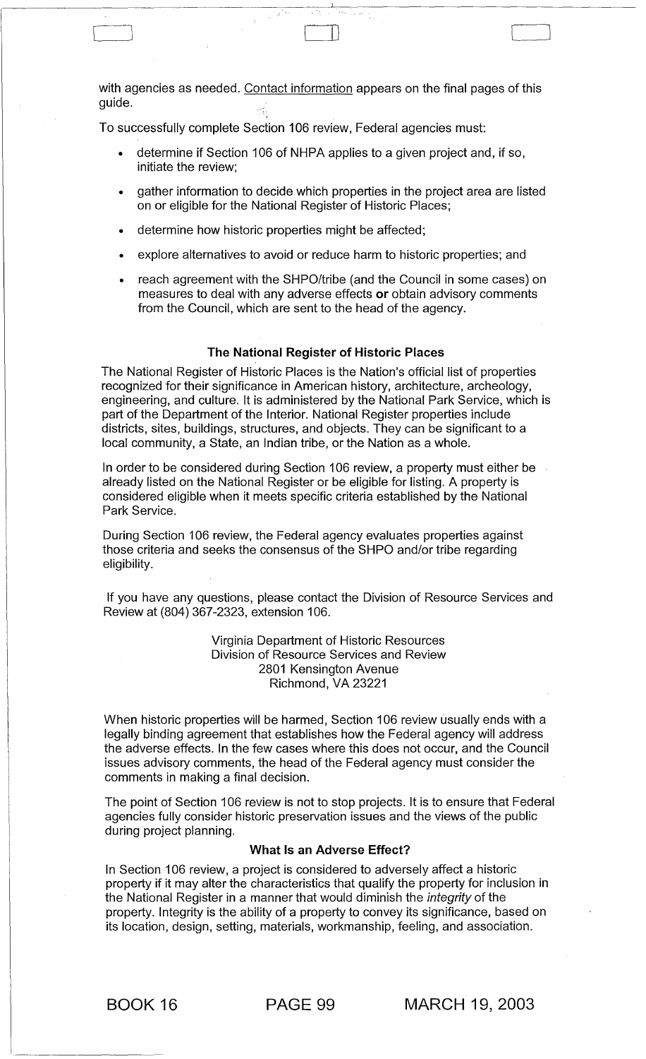with agencies as needed. Contact information appears on the final pages of this guide.

To successfully complete Section 106 review, Federal agencies must:

- determine if Section 106 of NHPA applies to a given project and, if so, initiate the review;
- gather information to decide which properties in the project area are listed on or eligible for the National Register of Historic Places;
- determine how historic properties might be affected;
- explore alternatives to avoid or reduce harm to historic properties; and
- reach agreement with the SHPO/tribe (and the Council in some cases) on measures to deal with any adverse effects **or** obtain advisory comments from the Council, which are sent to the head of the agency.

### The National Register of Historic Places

The National Register of Historic Places is the Nation's official list of properties recognized for their significance in American history, architecture, archeology, engineering, and culture. It is administered by the National Park Service, which is part of the Department of the Interior. National Register properties include districts, sites, buildings, structures, and objects. They can be significant to a local community, a State, an Indian tribe, or the Nation as a whole.

In order to be considered during Section 106 review, a property must either be already listed on the National Register or be eligible for listing. A property is considered eligible when it meets specific criteria established by the National Park Service.

During Section 106 review, the Federal agency evaluates properties against those criteria and seeks the consensus of the SHPO and/or tribe regarding eligibility.

If you have any questions, please contact the Division of Resource Services and Review at (804) 367-2323, extension 106.

Virginia Department of Historic Resources
Division of Resource Services and Review
2801 Kensington Avenue
Richmond, VA 23221

When historic properties will be harmed, Section 106 review usually ends with a legally binding agreement that establishes how the Federal agency will address the adverse effects. In the few cases where this does not occur, and the Council issues advisory comments, the head of the Federal agency must consider the comments in making a final decision.

The point of Section 106 review is not to stop projects. It is to ensure that Federal agencies fully consider historic preservation issues and the views of the public during project planning.

### What Is an Adverse Effect?

In Section 106 review, a project is considered to adversely affect a historic property if it may alter the characteristics that qualify the property for inclusion in the National Register in a manner that would diminish the *integrity* of the property. Integrity is the ability of a property to convey its significance, based on its location, design, setting, materials, workmanship, feeling, and association.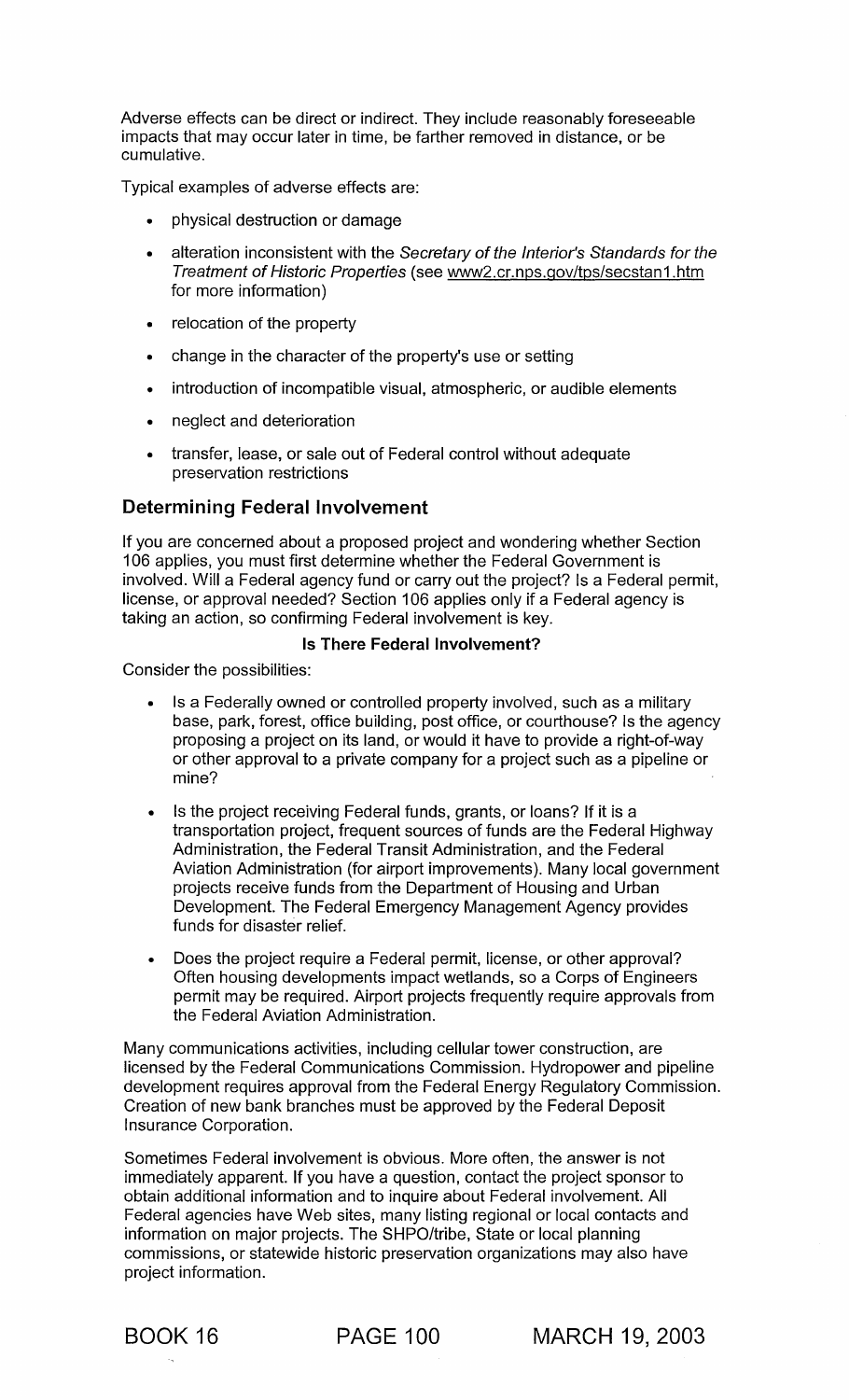Adverse effects can be direct or indirect. They include reasonably foreseeable impacts that may occur later in time, be farther removed in distance, or be cumulative.

Typical examples of adverse effects are:

- physical destruction or damage
- alteration inconsistent with the *Secretary of the Interior's Standards for the Treatment of Historic Properties* (see www2.cr.nps.gov/tps/secstan1.htm for more information)
- relocation of the property
- change in the character of the property's use or setting
- introduction of incompatible visual, atmospheric, or audible elements
- neglect and deterioration
- transfer, lease, or sale out of Federal control without adequate preservation restrictions

## Determining Federal Involvement

If you are concerned about a proposed project and wondering whether Section 106 applies, you must first determine whether the Federal Government is involved. Will a Federal agency fund or carry out the project? Is a Federal permit, license, or approval needed? Section 106 applies only if a Federal agency is taking an action, so confirming Federal involvement is key.

### Is There Federal Involvement?

Consider the possibilities:

- Is a Federally owned or controlled property involved, such as a military base, park, forest, office building, post office, or courthouse? Is the agency proposing a project on its land, or would it have to provide a right-of-way or other approval to a private company for a project such as a pipeline or mine?
- Is the project receiving Federal funds, grants, or loans? If it is a transportation project, frequent sources of funds are the Federal Highway Administration, the Federal Transit Administration, and the Federal Aviation Administration (for airport improvements). Many local government projects receive funds from the Department of Housing and Urban Development. The Federal Emergency Management Agency provides funds for disaster relief.
- Does the project require a Federal permit, license, or other approval? Often housing developments impact wetlands, so a Corps of Engineers permit may be required. Airport projects frequently require approvals from the Federal Aviation Administration.

Many communications activities, including cellular tower construction, are licensed by the Federal Communications Commission. Hydropower and pipeline development requires approval from the Federal Energy Regulatory Commission. Creation of new bank branches must be approved by the Federal Deposit Insurance Corporation.

Sometimes Federal involvement is obvious. More often, the answer is not immediately apparent. If you have a question, contact the project sponsor to obtain additional information and to inquire about Federal involvement. All Federal agencies have Web sites, many listing regional or local contacts and information on major projects. The SHPO/tribe, State or local planning commissions, or statewide historic preservation organizations may also have project information.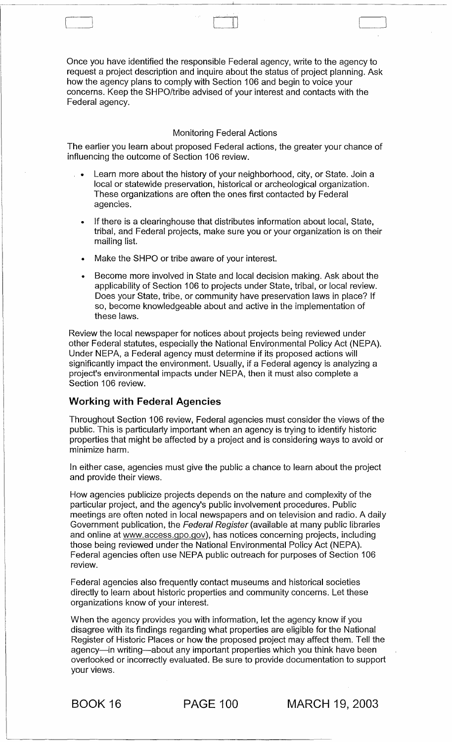Once you have identified the responsible Federal agency, write to the agency to request a project description and inquire about the status of project planning. Ask how the agency plans to comply with Section 106 and begin to voice your concerns. Keep the SHPO/tribe advised of your interest and contacts with the Federal agency.

Monitoring Federal Actions

The earlier you learn about proposed Federal actions, the greater your chance of influencing the outcome of Section 106 review.

- Learn more about the history of your neighborhood, city, or State. Join a local or statewide preservation, historical or archeological organization. These organizations are often the ones first contacted by Federal agencies.
- If there is a clearinghouse that distributes information about local, State, tribal, and Federal projects, make sure you or your organization is on their mailing list.
- Make the SHPO or tribe aware of your interest.
- Become more involved in State and local decision making. Ask about the applicability of Section 106 to projects under State, tribal, or local review. Does your State, tribe, or community have preservation laws in place? If so, become knowledgeable about and active in the implementation of these laws.

Review the local newspaper for notices about projects being reviewed under other Federal statutes, especially the National Environmental Policy Act (NEPA). Under NEPA, a Federal agency must determine if its proposed actions will significantly impact the environment. Usually, if a Federal agency is analyzing a project's environmental impacts under NEPA, then it must also complete a Section 106 review.

## Working with Federal Agencies

Throughout Section 106 review, Federal agencies must consider the views of the public. This is particularly important when an agency is trying to identify historic properties that might be affected by a project and is considering ways to avoid or minimize harm.

In either case, agencies must give the public a chance to learn about the project and provide their views.

How agencies publicize projects depends on the nature and complexity of the particular project, and the agency's public involvement procedures. Public meetings are often noted in local newspapers and on television and radio. A daily Government publication, the *Federal Register* (available at many public libraries and online at www.access.gpo.gov), has notices concerning projects, including those being reviewed under the National Environmental Policy Act (NEPA). Federal agencies often use NEPA public outreach for purposes of Section 106 review.

Federal agencies also frequently contact museums and historical societies directly to learn about historic properties and community concerns. Let these organizations know of your interest.

When the agency provides you with information, let the agency know if you disagree with its findings regarding what properties are eligible for the National Register of Historic Places or how the proposed project may affect them. Tell the agency—in writing—about any important properties which you think have been overlooked or incorrectly evaluated. Be sure to provide documentation to support your views.

BOOK 16 PAGE 100 MARCH 19, 2003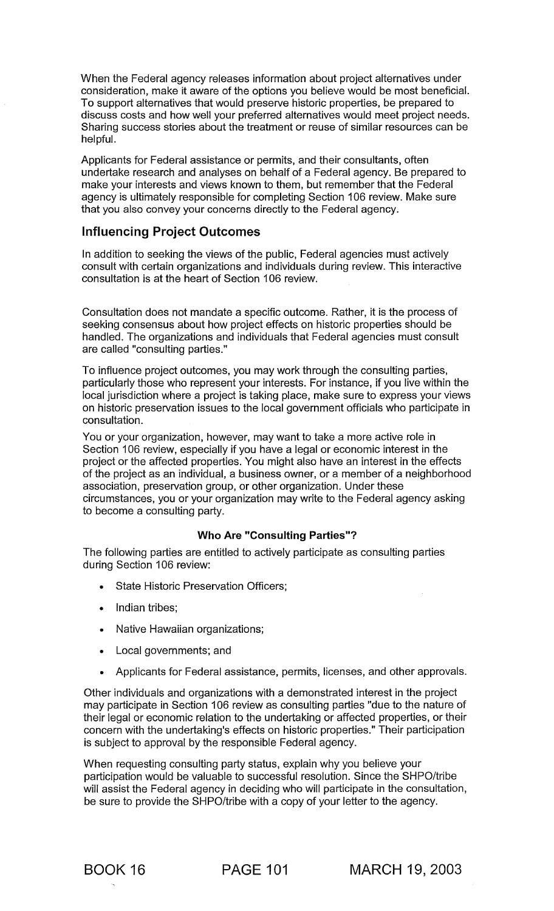When the Federal agency releases information about project alternatives under consideration, make it aware of the options you believe would be most beneficial. To support alternatives that would preserve historic properties, be prepared to discuss costs and how well your preferred alternatives would meet project needs. Sharing success stories about the treatment or reuse of similar resources can be helpful.

Applicants for Federal assistance or permits, and their consultants, often undertake research and analyses on behalf of a Federal agency. Be prepared to make your interests and views known to them, but remember that the Federal agency is ultimately responsible for completing Section 106 review. Make sure that you also convey your concerns directly to the Federal agency.

## Influencing Project Outcomes

In addition to seeking the views of the public, Federal agencies must actively consult with certain organizations and individuals during review. This interactive consultation is at the heart of Section 106 review.

Consultation does not mandate a specific outcome. Rather, it is the process of seeking consensus about how project effects on historic properties should be handled. The organizations and individuals that Federal agencies must consult are called "consulting parties."

To influence project outcomes, you may work through the consulting parties, particularly those who represent your interests. For instance, if you live within the local jurisdiction where a project is taking place, make sure to express your views on historic preservation issues to the local government officials who participate in consultation.

You or your organization, however, may want to take a more active role in Section 106 review, especially if you have a legal or economic interest in the project or the affected properties. You might also have an interest in the effects of the project as an individual, a business owner, or a member of a neighborhood association, preservation group, or other organization. Under these circumstances, you or your organization may write to the Federal agency asking to become a consulting party.

### Who Are "Consulting Parties"?

The following parties are entitled to actively participate as consulting parties during Section 106 review:

- State Historic Preservation Officers;
- Indian tribes;
- Native Hawaiian organizations;
- Local governments; and
- Applicants for Federal assistance, permits, licenses, and other approvals.

Other individuals and organizations with a demonstrated interest in the project may participate in Section 106 review as consulting parties "due to the nature of their legal or economic relation to the undertaking or affected properties, or their concern with the undertaking's effects on historic properties." Their participation is subject to approval by the responsible Federal agency.

When requesting consulting party status, explain why you believe your participation would be valuable to successful resolution. Since the SHPO/tribe will assist the Federal agency in deciding who will participate in the consultation, be sure to provide the SHPO/tribe with a copy of your letter to the agency.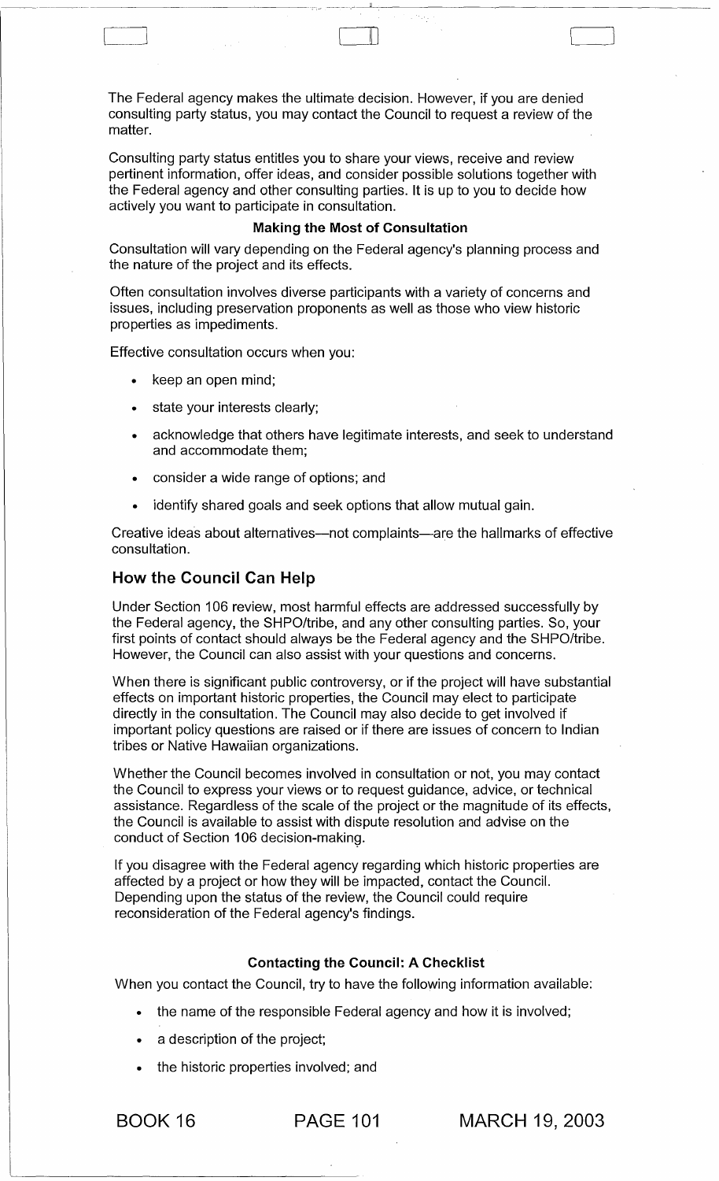The Federal agency makes the ultimate decision. However, if you are denied consulting party status, you may contact the Council to request a review of the matter.

Consulting party status entitles you to share your views, receive and review pertinent information, offer ideas, and consider possible solutions together with the Federal agency and other consulting parties. It is up to you to decide how actively you want to participate in consultation.

**Making the Most of Consultation**

Consultation will vary depending on the Federal agency's planning process and the nature of the project and its effects.

Often consultation involves diverse participants with a variety of concerns and issues, including preservation proponents as well as those who view historic properties as impediments.

Effective consultation occurs when you:

- keep an open mind;
- state your interests clearly;
- acknowledge that others have legitimate interests, and seek to understand and accommodate them;
- consider a wide range of options; and
- identify shared goals and seek options that allow mutual gain.

Creative ideas about alternatives—not complaints—are the hallmarks of effective consultation.

## How the Council Can Help

Under Section 106 review, most harmful effects are addressed successfully by the Federal agency, the SHPO/tribe, and any other consulting parties. So, your first points of contact should always be the Federal agency and the SHPO/tribe. However, the Council can also assist with your questions and concerns.

When there is significant public controversy, or if the project will have substantial effects on important historic properties, the Council may elect to participate directly in the consultation. The Council may also decide to get involved if important policy questions are raised or if there are issues of concern to Indian tribes or Native Hawaiian organizations.

Whether the Council becomes involved in consultation or not, you may contact the Council to express your views or to request guidance, advice, or technical assistance. Regardless of the scale of the project or the magnitude of its effects, the Council is available to assist with dispute resolution and advise on the conduct of Section 106 decision-making.

If you disagree with the Federal agency regarding which historic properties are affected by a project or how they will be impacted, contact the Council. Depending upon the status of the review, the Council could require reconsideration of the Federal agency's findings.

**Contacting the Council: A Checklist**

When you contact the Council, try to have the following information available:

- the name of the responsible Federal agency and how it is involved;
- a description of the project;
- the historic properties involved; and

BOOK 16 PAGE 101 MARCH 19, 2003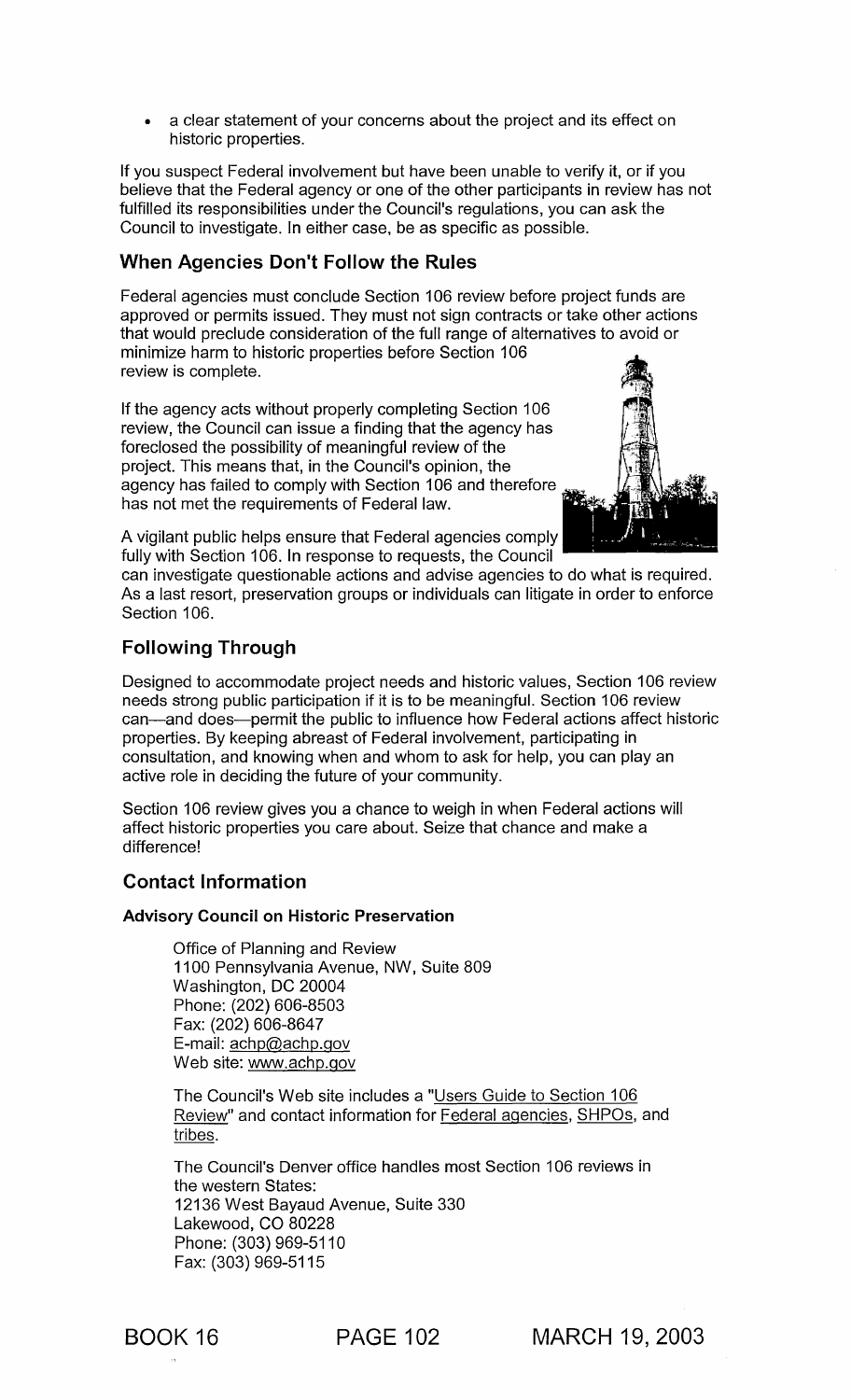- a clear statement of your concerns about the project and its effect on historic properties.

If you suspect Federal involvement but have been unable to verify it, or if you believe that the Federal agency or one of the other participants in review has not fulfilled its responsibilities under the Council's regulations, you can ask the Council to investigate. In either case, be as specific as possible.

## When Agencies Don't Follow the Rules

Federal agencies must conclude Section 106 review before project funds are approved or permits issued. They must not sign contracts or take other actions that would preclude consideration of the full range of alternatives to avoid or minimize harm to historic properties before Section 106 review is complete.

If the agency acts without properly completing Section 106 review, the Council can issue a finding that the agency has foreclosed the possibility of meaningful review of the project. This means that, in the Council's opinion, the agency has failed to comply with Section 106 and therefore has not met the requirements of Federal law.

A vigilant public helps ensure that Federal agencies comply fully with Section 106. In response to requests, the Council can investigate questionable actions and advise agencies to do what is required. As a last resort, preservation groups or individuals can litigate in order to enforce Section 106.

## Following Through

Designed to accommodate project needs and historic values, Section 106 review needs strong public participation if it is to be meaningful. Section 106 review can—and does—permit the public to influence how Federal actions affect historic properties. By keeping abreast of Federal involvement, participating in consultation, and knowing when and whom to ask for help, you can play an active role in deciding the future of your community.

Section 106 review gives you a chance to weigh in when Federal actions will affect historic properties you care about. Seize that chance and make a difference!

## Contact Information

**Advisory Council on Historic Preservation**

Office of Planning and Review
1100 Pennsylvania Avenue, NW, Suite 809
Washington, DC 20004
Phone: (202) 606-8503
Fax: (202) 606-8647
E-mail: achp@achp.gov
Web site: www.achp.gov

The Council's Web site includes a "Users Guide to Section 106 Review" and contact information for Federal agencies, SHPOs, and tribes.

The Council's Denver office handles most Section 106 reviews in the western States:
12136 West Bayaud Avenue, Suite 330
Lakewood, CO 80228
Phone: (303) 969-5110
Fax: (303) 969-5115

BOOK 16 PAGE 102 MARCH 19, 2003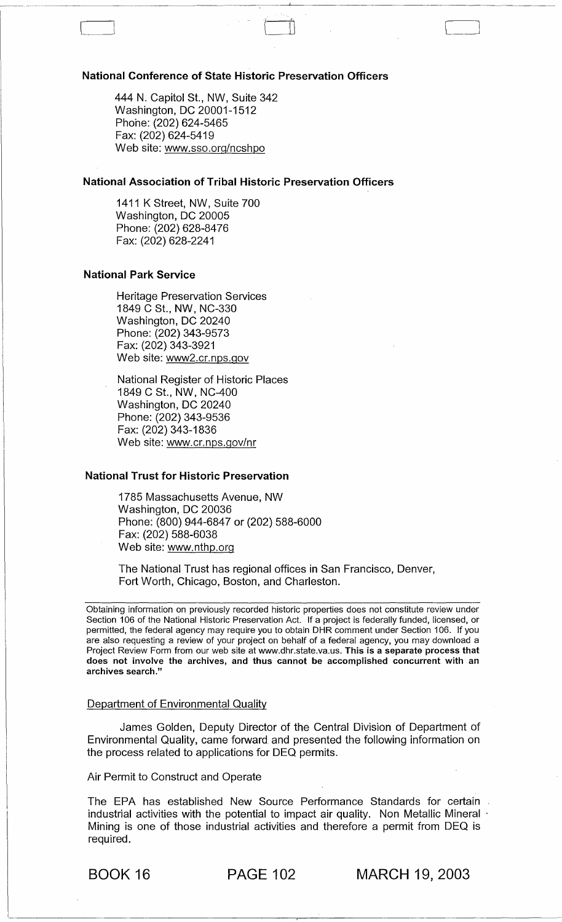**National Conference of State Historic Preservation Officers**

444 N. Capitol St., NW, Suite 342
Washington, DC 20001-1512
Phone: (202) 624-5465
Fax: (202) 624-5419
Web site: www.sso.org/ncshpo

**National Association of Tribal Historic Preservation Officers**

1411 K Street, NW, Suite 700
Washington, DC 20005
Phone: (202) 628-8476
Fax: (202) 628-2241

**National Park Service**

Heritage Preservation Services
1849 C St., NW, NC-330
Washington, DC 20240
Phone: (202) 343-9573
Fax: (202) 343-3921
Web site: www2.cr.nps.gov

National Register of Historic Places
1849 C St., NW, NC-400
Washington, DC 20240
Phone: (202) 343-9536
Fax: (202) 343-1836
Web site: www.cr.nps.gov/nr

**National Trust for Historic Preservation**

1785 Massachusetts Avenue, NW
Washington, DC 20036
Phone: (800) 944-6847 or (202) 588-6000
Fax: (202) 588-6038
Web site: www.nthp.org

The National Trust has regional offices in San Francisco, Denver, Fort Worth, Chicago, Boston, and Charleston.

---

Obtaining information on previously recorded historic properties does not constitute review under Section 106 of the National Historic Preservation Act. If a project is federally funded, licensed, or permitted, the federal agency may require you to obtain DHR comment under Section 106. If you are also requesting a review of your project on behalf of a federal agency, you may download a Project Review Form from our web site at www.dhr.state.va.us. **This is a separate process that does not involve the archives, and thus cannot be accomplished concurrent with an archives search."**

Department of Environmental Quality

James Golden, Deputy Director of the Central Division of Department of Environmental Quality, came forward and presented the following information on the process related to applications for DEQ permits.

Air Permit to Construct and Operate

The EPA has established New Source Performance Standards for certain industrial activities with the potential to impact air quality. Non Metallic Mineral Mining is one of those industrial activities and therefore a permit from DEQ is required.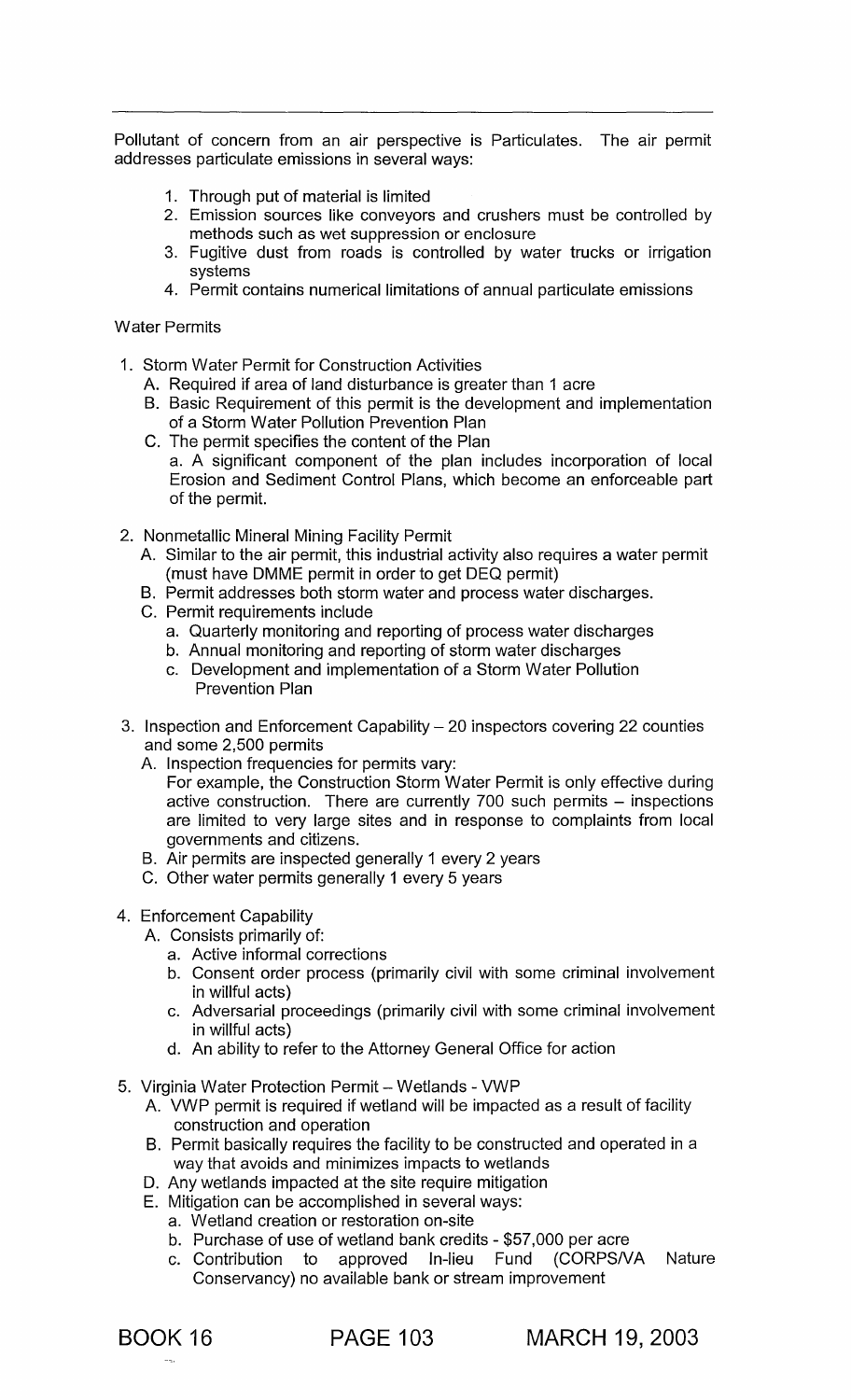Pollutant of concern from an air perspective is Particulates. The air permit addresses particulate emissions in several ways:

1. Through put of material is limited
2. Emission sources like conveyors and crushers must be controlled by methods such as wet suppression or enclosure
3. Fugitive dust from roads is controlled by water trucks or irrigation systems
4. Permit contains numerical limitations of annual particulate emissions

Water Permits

1. Storm Water Permit for Construction Activities
   - A. Required if area of land disturbance is greater than 1 acre
   - B. Basic Requirement of this permit is the development and implementation of a Storm Water Pollution Prevention Plan
   - C. The permit specifies the content of the Plan
     - a. A significant component of the plan includes incorporation of local Erosion and Sediment Control Plans, which become an enforceable part of the permit.

2. Nonmetallic Mineral Mining Facility Permit
   - A. Similar to the air permit, this industrial activity also requires a water permit (must have DMME permit in order to get DEQ permit)
   - B. Permit addresses both storm water and process water discharges.
   - C. Permit requirements include
     - a. Quarterly monitoring and reporting of process water discharges
     - b. Annual monitoring and reporting of storm water discharges
     - c. Development and implementation of a Storm Water Pollution Prevention Plan

3. Inspection and Enforcement Capability – 20 inspectors covering 22 counties and some 2,500 permits
   - A. Inspection frequencies for permits vary:
     For example, the Construction Storm Water Permit is only effective during active construction. There are currently 700 such permits – inspections are limited to very large sites and in response to complaints from local governments and citizens.
   - B. Air permits are inspected generally 1 every 2 years
   - C. Other water permits generally 1 every 5 years

4. Enforcement Capability
   - A. Consists primarily of:
     - a. Active informal corrections
     - b. Consent order process (primarily civil with some criminal involvement in willful acts)
     - c. Adversarial proceedings (primarily civil with some criminal involvement in willful acts)
     - d. An ability to refer to the Attorney General Office for action

5. Virginia Water Protection Permit – Wetlands - VWP
   - A. VWP permit is required if wetland will be impacted as a result of facility construction and operation
   - B. Permit basically requires the facility to be constructed and operated in a way that avoids and minimizes impacts to wetlands
   - D. Any wetlands impacted at the site require mitigation
   - E. Mitigation can be accomplished in several ways:
     - a. Wetland creation or restoration on-site
     - b. Purchase of use of wetland bank credits - $57,000 per acre
     - c. Contribution to approved In-lieu Fund (CORPS/VA Nature Conservancy) no available bank or stream improvement

BOOK 16 PAGE 103 MARCH 19, 2003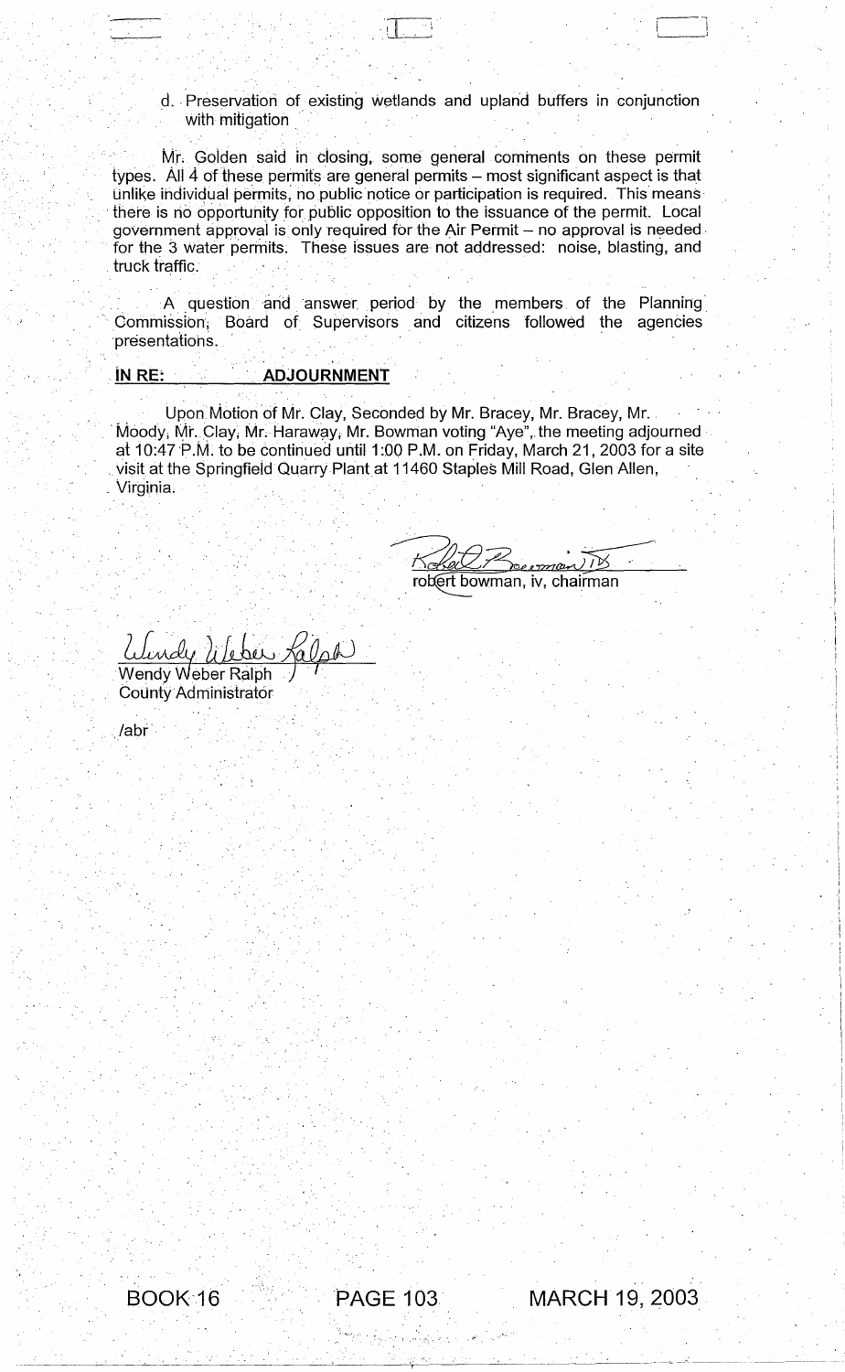d. Preservation of existing wetlands and upland buffers in conjunction with mitigation

Mr. Golden said in closing, some general comments on these permit types. All 4 of these permits are general permits – most significant aspect is that unlike individual permits, no public notice or participation is required. This means there is no opportunity for public opposition to the issuance of the permit. Local government approval is only required for the Air Permit – no approval is needed for the 3 water permits. These issues are not addressed: noise, blasting, and truck traffic.

A question and answer period by the members of the Planning Commission, Board of Supervisors and citizens followed the agencies presentations.

**IN RE: ADJOURNMENT**

Upon Motion of Mr. Clay, Seconded by Mr. Bracey, Mr. Bracey, Mr. Moody, Mr. Clay, Mr. Haraway, Mr. Bowman voting "Aye", the meeting adjourned at 10:47 P.M. to be continued until 1:00 P.M. on Friday, March 21, 2003 for a site visit at the Springfield Quarry Plant at 11460 Staples Mill Road, Glen Allen, Virginia.

robert bowman, iv, chairman

Wendy Weber Ralph
County Administrator

/abr

BOOK 16 PAGE 103 MARCH 19, 2003